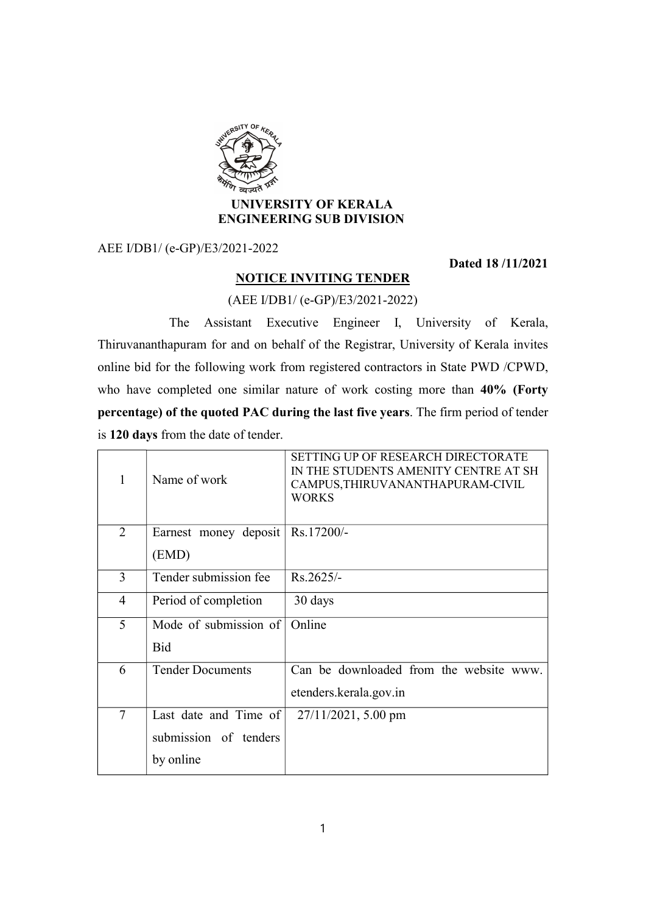**UNIVERSITY OF KERALA**
**ENGINEERING SUB DIVISION**

AEE I/DB1/ (e-GP)/E3/2021-2022

**Dated 18 /11/2021**

## NOTICE INVITING TENDER

(AEE I/DB1/ (e-GP)/E3/2021-2022)

The Assistant Executive Engineer I, University of Kerala, Thiruvananthapuram for and on behalf of the Registrar, University of Kerala invites online bid for the following work from registered contractors in State PWD /CPWD, who have completed one similar nature of work costing more than **40% (Forty percentage) of the quoted PAC during the last five years**. The firm period of tender is **120 days** from the date of tender.

| | | |
|---|---|---|
| 1 | Name of work | SETTING UP OF RESEARCH DIRECTORATE IN THE STUDENTS AMENITY CENTRE AT SH CAMPUS,THIRUVANANTHAPURAM-CIVIL WORKS |
| 2 | Earnest money deposit (EMD) | Rs.17200/- |
| 3 | Tender submission fee | Rs.2625/- |
| 4 | Period of completion | 30 days |
| 5 | Mode of submission of Bid | Online |
| 6 | Tender Documents | Can be downloaded from the website www. etenders.kerala.gov.in |
| 7 | Last date and Time of submission of tenders by online | 27/11/2021, 5.00 pm |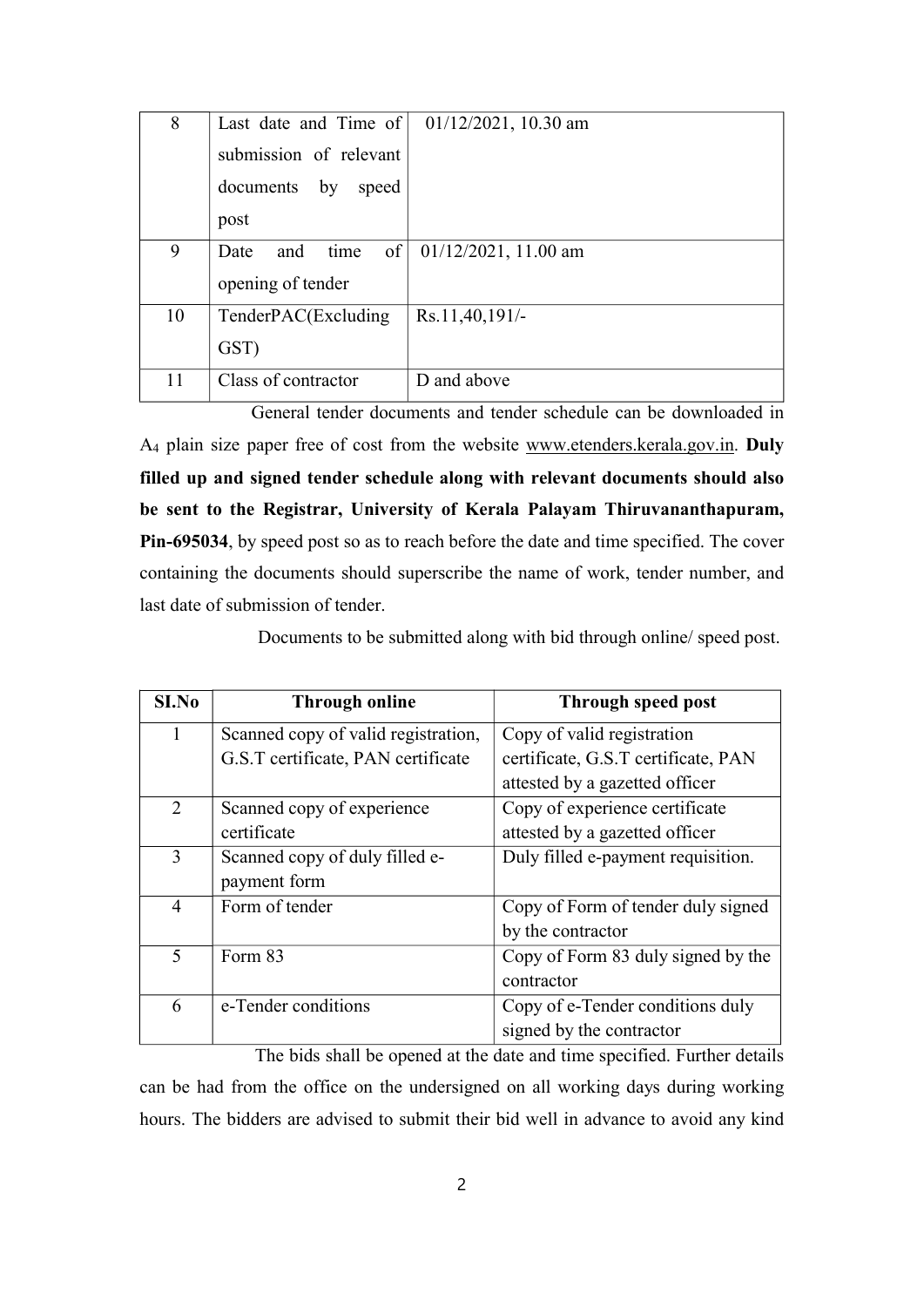| 8 | Last date and Time of submission of relevant documents by speed post | 01/12/2021, 10.30 am |
|---|---|---|
| 9 | Date and time of opening of tender | 01/12/2021, 11.00 am |
| 10 | TenderPAC(Excluding GST) | Rs.11,40,191/- |
| 11 | Class of contractor | D and above |

General tender documents and tender schedule can be downloaded in $A_4$ plain size paper free of cost from the website www.etenders.kerala.gov.in. **Duly filled up and signed tender schedule along with relevant documents should also be sent to the Registrar, University of Kerala Palayam Thiruvananthapuram, Pin-695034**, by speed post so as to reach before the date and time specified. The cover containing the documents should superscribe the name of work, tender number, and last date of submission of tender.

Documents to be submitted along with bid through online/ speed post.

| SI.No | Through online | Through speed post |
|---|---|---|
| 1 | Scanned copy of valid registration, G.S.T certificate, PAN certificate | Copy of valid registration certificate, G.S.T certificate, PAN attested by a gazetted officer |
| 2 | Scanned copy of experience certificate | Copy of experience certificate attested by a gazetted officer |
| 3 | Scanned copy of duly filled e-payment form | Duly filled e-payment requisition. |
| 4 | Form of tender | Copy of Form of tender duly signed by the contractor |
| 5 | Form 83 | Copy of Form 83 duly signed by the contractor |
| 6 | e-Tender conditions | Copy of e-Tender conditions duly signed by the contractor |

The bids shall be opened at the date and time specified. Further details can be had from the office on the undersigned on all working days during working hours. The bidders are advised to submit their bid well in advance to avoid any kind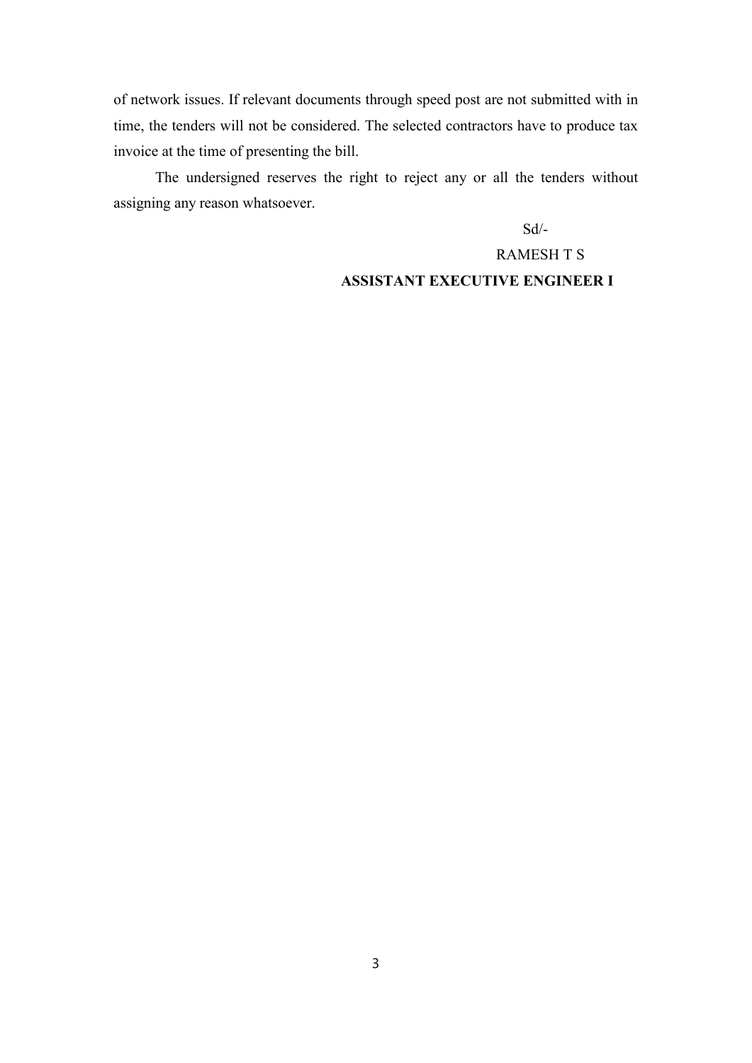of network issues. If relevant documents through speed post are not submitted with in time, the tenders will not be considered. The selected contractors have to produce tax invoice at the time of presenting the bill.

The undersigned reserves the right to reject any or all the tenders without assigning any reason whatsoever.

Sd/-

RAMESH T S

**ASSISTANT EXECUTIVE ENGINEER I**